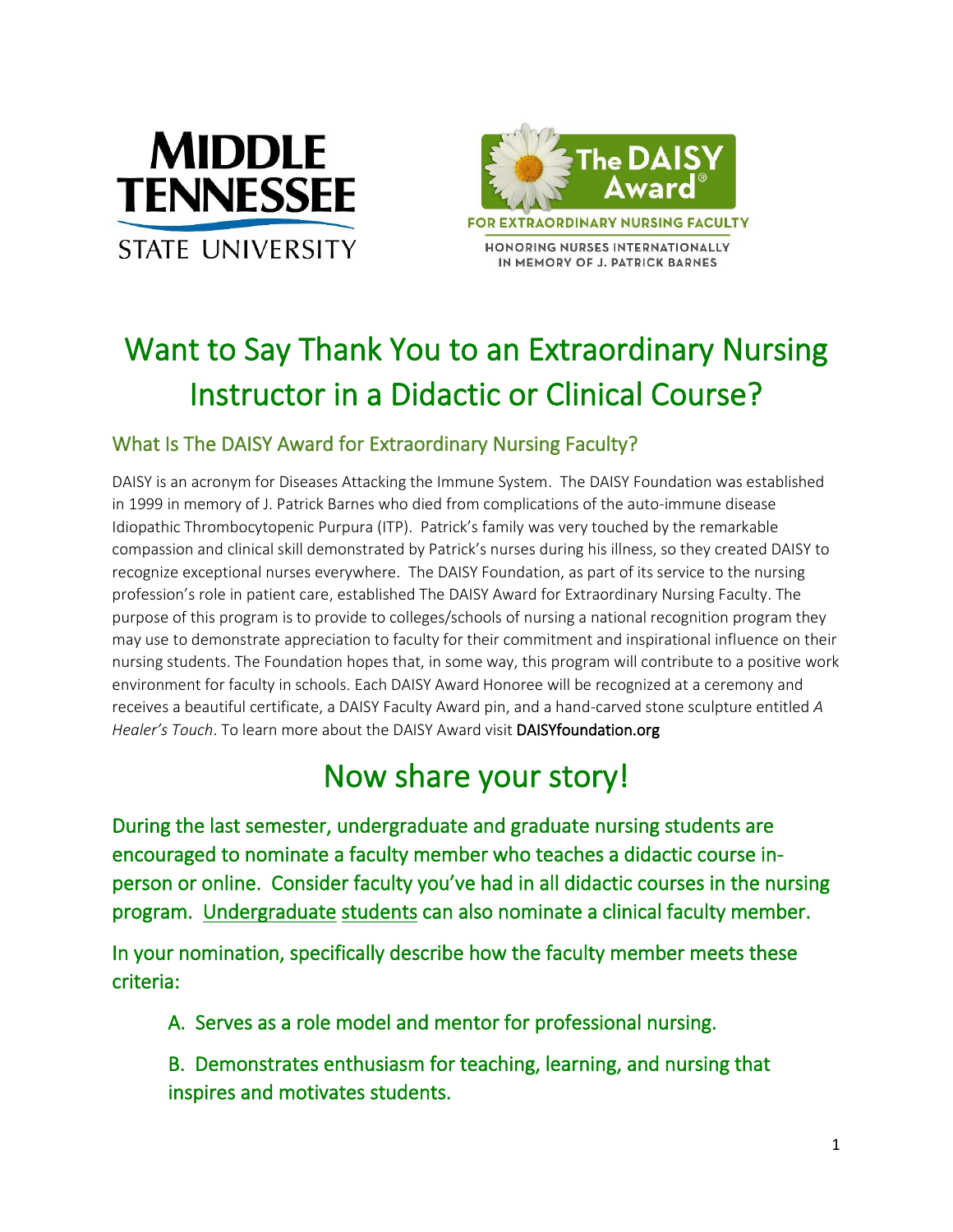MIDDLE TENNESSEE STATE UNIVERSITY

The DAISY Award®

FOR EXTRAORDINARY NURSING FACULTY

HONORING NURSES INTERNATIONALLY IN MEMORY OF J. PATRICK BARNES

# Want to Say Thank You to an Extraordinary Nursing Instructor in a Didactic or Clinical Course?

## What Is The DAISY Award for Extraordinary Nursing Faculty?

DAISY is an acronym for Diseases Attacking the Immune System. The DAISY Foundation was established in 1999 in memory of J. Patrick Barnes who died from complications of the auto-immune disease Idiopathic Thrombocytopenic Purpura (ITP). Patrick's family was very touched by the remarkable compassion and clinical skill demonstrated by Patrick's nurses during his illness, so they created DAISY to recognize exceptional nurses everywhere. The DAISY Foundation, as part of its service to the nursing profession's role in patient care, established The DAISY Award for Extraordinary Nursing Faculty. The purpose of this program is to provide to colleges/schools of nursing a national recognition program they may use to demonstrate appreciation to faculty for their commitment and inspirational influence on their nursing students. The Foundation hopes that, in some way, this program will contribute to a positive work environment for faculty in schools. Each DAISY Award Honoree will be recognized at a ceremony and receives a beautiful certificate, a DAISY Faculty Award pin, and a hand-carved stone sculpture entitled *A Healer's Touch*. To learn more about the DAISY Award visit DAISYfoundation.org

# Now share your story!

During the last semester, undergraduate and graduate nursing students are encouraged to nominate a faculty member who teaches a didactic course in-person or online. Consider faculty you've had in all didactic courses in the nursing program. Undergraduate students can also nominate a clinical faculty member.

In your nomination, specifically describe how the faculty member meets these criteria:

A. Serves as a role model and mentor for professional nursing.

B. Demonstrates enthusiasm for teaching, learning, and nursing that inspires and motivates students.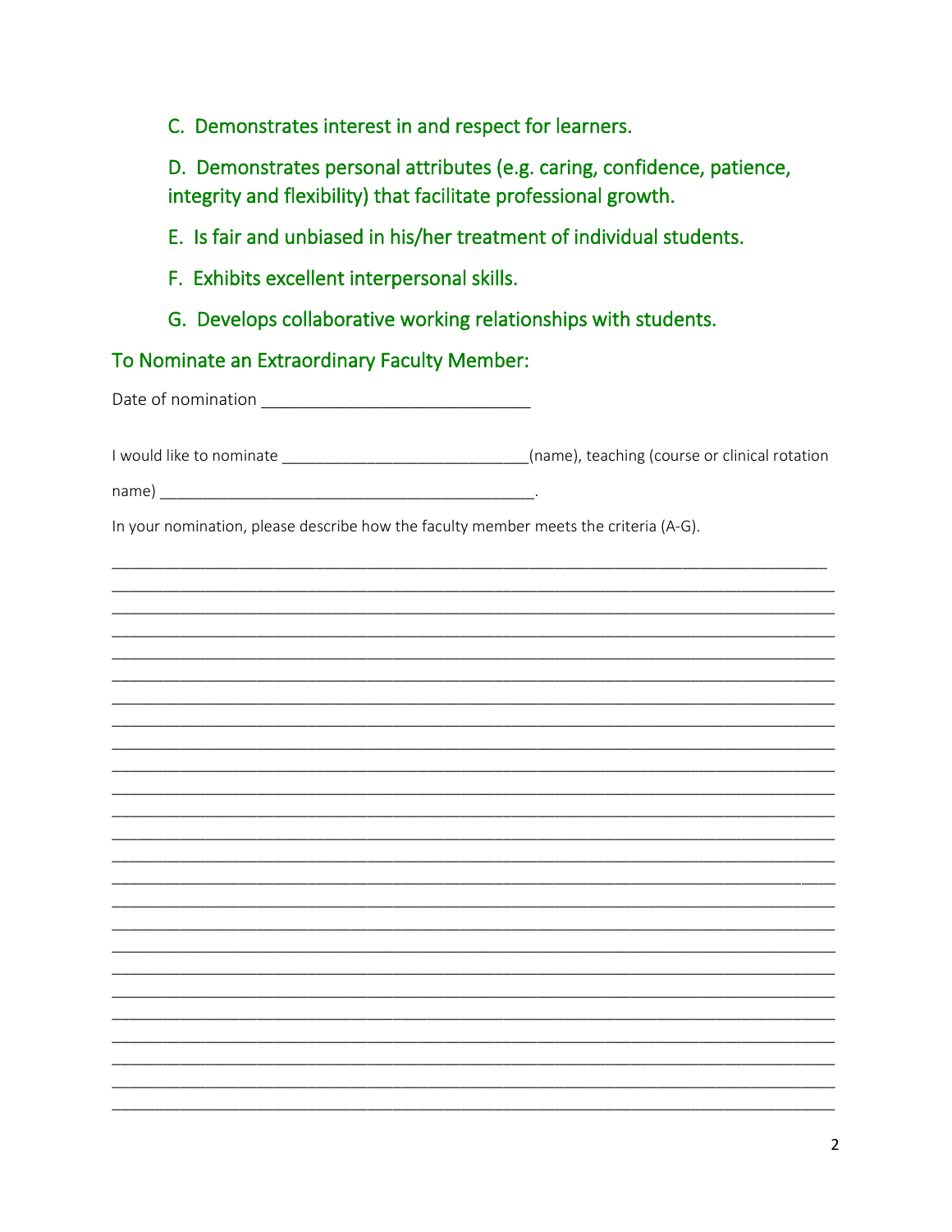C. Demonstrates interest in and respect for learners.

D. Demonstrates personal attributes (e.g. caring, confidence, patience, integrity and flexibility) that facilitate professional growth.

E. Is fair and unbiased in his/her treatment of individual students.

F. Exhibits excellent interpersonal skills.

G. Develops collaborative working relationships with students.

## To Nominate an Extraordinary Faculty Member:

Date of nomination ______________________________

I would like to nominate _____________________________(name), teaching (course or clinical rotation name) ____________________________________________.

In your nomination, please describe how the faculty member meets the criteria (A-G).

________________________________________________________________________________
________________________________________________________________________________
________________________________________________________________________________
________________________________________________________________________________
________________________________________________________________________________
________________________________________________________________________________
________________________________________________________________________________
________________________________________________________________________________
________________________________________________________________________________
________________________________________________________________________________
________________________________________________________________________________
________________________________________________________________________________
________________________________________________________________________________
________________________________________________________________________________
________________________________________________________________________________
________________________________________________________________________________
________________________________________________________________________________
________________________________________________________________________________
________________________________________________________________________________
________________________________________________________________________________
________________________________________________________________________________
________________________________________________________________________________
________________________________________________________________________________
________________________________________________________________________________
________________________________________________________________________________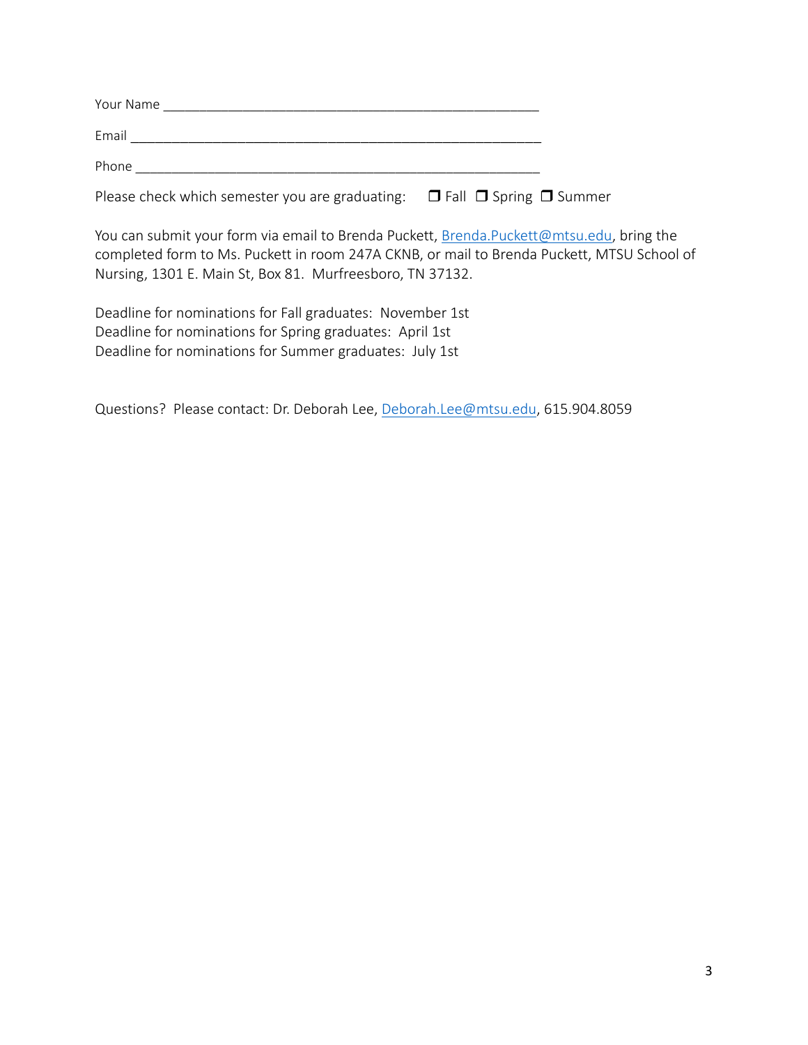Your Name ______________________________________________________

Email __________________________________________________________

Phone __________________________________________________________

Please check which semester you are graduating: ❒ Fall ❒ Spring ❒ Summer

You can submit your form via email to Brenda Puckett, Brenda.Puckett@mtsu.edu, bring the completed form to Ms. Puckett in room 247A CKNB, or mail to Brenda Puckett, MTSU School of Nursing, 1301 E. Main St, Box 81. Murfreesboro, TN 37132.

Deadline for nominations for Fall graduates: November 1st
Deadline for nominations for Spring graduates: April 1st
Deadline for nominations for Summer graduates: July 1st

Questions? Please contact: Dr. Deborah Lee, Deborah.Lee@mtsu.edu, 615.904.8059